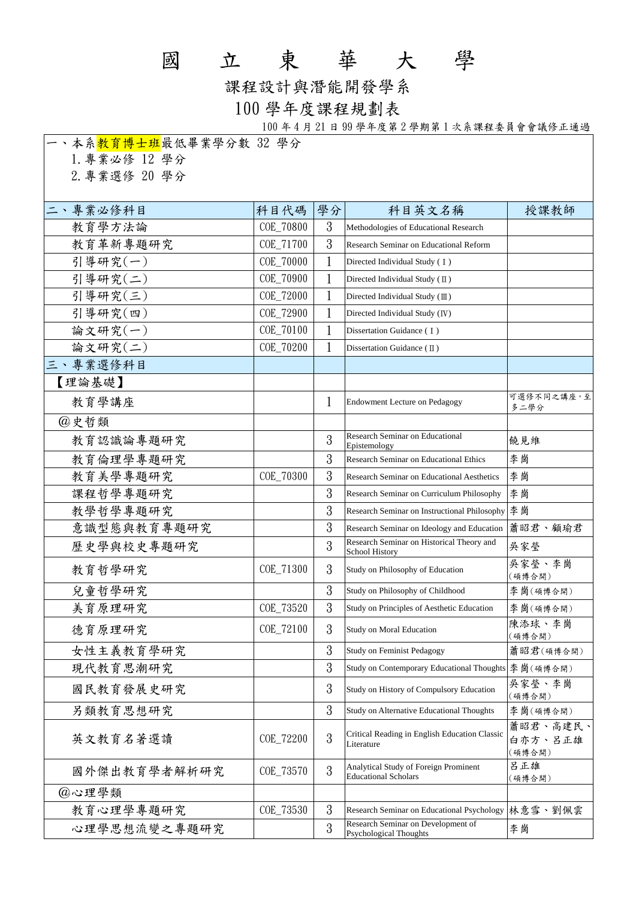# 國立東華大學

## 課程設計與潛能開發學系

## 100 學年度課程規劃表

100 年 4 月 21 日 99 學年度第 2 學期第 1 次系課程委員會會議修正通過

一、本系教育博士班最低畢業學分數 32 學分

1. 專業必修 12 學分
2. 專業選修 20 學分

| 二、專業必修科目 | 科目代碼 | 學分 | 科目英文名稱 | 授課教師 |
|---|---|---|---|---|
| 教育學方法論 | COE_70800 | 3 | Methodologies of Educational Research | |
| 教育革新專題研究 | COE_71700 | 3 | Research Seminar on Educational Reform | |
| 引導研究(一) | COE_70000 | 1 | Directed Individual Study (Ⅰ) | |
| 引導研究(二) | COE_70900 | 1 | Directed Individual Study (Ⅱ) | |
| 引導研究(三) | COE_72000 | 1 | Directed Individual Study (Ⅲ) | |
| 引導研究(四) | COE_72900 | 1 | Directed Individual Study (Ⅳ) | |
| 論文研究(一) | COE_70100 | 1 | Dissertation Guidance (Ⅰ) | |
| 論文研究(二) | COE_70200 | 1 | Dissertation Guidance (Ⅱ) | |
| 三、專業選修科目 | | | | |
| 【理論基礎】 | | | | |
| 教育學講座 | | 1 | Endowment Lecture on Pedagogy | 可選修不同之講座，至多二學分 |
| @史哲類 | | | | |
| 教育認識論專題研究 | | 3 | Research Seminar on Educational Epistemology | 饒見維 |
| 教育倫理學專題研究 | | 3 | Research Seminar on Educational Ethics | 李崗 |
| 教育美學專題研究 | COE_70300 | 3 | Research Seminar on Educational Aesthetics | 李崗 |
| 課程哲學專題研究 | | 3 | Research Seminar on Curriculum Philosophy | 李崗 |
| 教學哲學專題研究 | | 3 | Research Seminar on Instructional Philosophy | 李崗 |
| 意識型態與教育專題研究 | | 3 | Research Seminar on Ideology and Education | 蕭昭君、顧瑜君 |
| 歷史學與校史專題研究 | | 3 | Research Seminar on Historical Theory and School History | 吳家瑩 |
| 教育哲學研究 | COE_71300 | 3 | Study on Philosophy of Education | 吳家瑩、李崗(碩博合開) |
| 兒童哲學研究 | | 3 | Study on Philosophy of Childhood | 李崗(碩博合開) |
| 美育原理研究 | COE_73520 | 3 | Study on Principles of Aesthetic Education | 李崗(碩博合開) |
| 德育原理研究 | COE_72100 | 3 | Study on Moral Education | 陳添球、李崗(碩博合開) |
| 女性主義教育學研究 | | 3 | Study on Feminist Pedagogy | 蕭昭君(碩博合開) |
| 現代教育思潮研究 | | 3 | Study on Contemporary Educational Thoughts | 李崗(碩博合開) |
| 國民教育發展史研究 | | 3 | Study on History of Compulsory Education | 吳家瑩、李崗(碩博合開) |
| 另類教育思想研究 | | 3 | Study on Alternative Educational Thoughts | 李崗(碩博合開) |
| 英文教育名著選讀 | COE_72200 | 3 | Critical Reading in English Education Classic Literature | 蕭昭君、高建民、白亦方、呂正雄(碩博合開) |
| 國外傑出教育學者解析研究 | COE_73570 | 3 | Analytical Study of Foreign Prominent Educational Scholars | 呂正雄(碩博合開) |
| @心理學類 | | | | |
| 教育心理學專題研究 | COE_73530 | 3 | Research Seminar on Educational Psychology | 林意雪、劉佩雲 |
| 心理學思想流變之專題研究 | | 3 | Research Seminar on Development of Psychological Thoughts | 李崗 |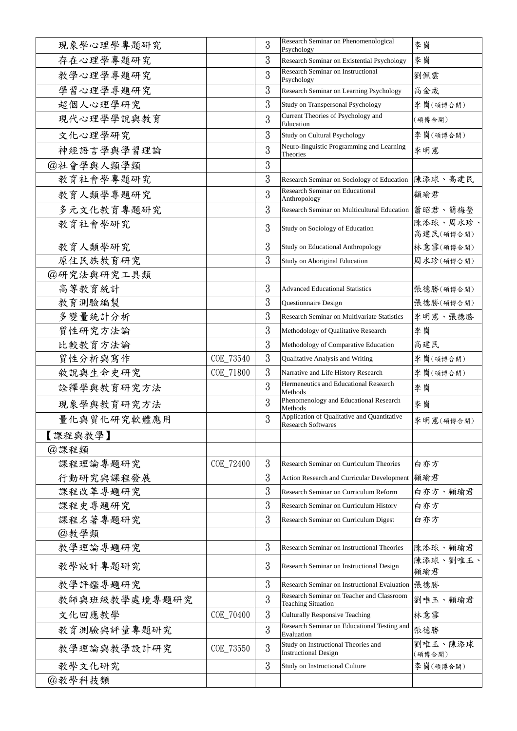| | | | | |
|---|---|---|---|---|
| 現象學心理學專題研究 | | 3 | Research Seminar on Phenomenological Psychology | 李崗 |
| 存在心理學專題研究 | | 3 | Research Seminar on Existential Psychology | 李崗 |
| 教學心理學專題研究 | | 3 | Research Seminar on Instructional Psychology | 劉佩雲 |
| 學習心理學專題研究 | | 3 | Research Seminar on Learning Psychology | 高金成 |
| 超個人心理學研究 | | 3 | Study on Transpersonal Psychology | 李崗(碩博合開) |
| 現代心理學學說與教育 | | 3 | Current Theories of Psychology and Education | (碩博合開) |
| 文化心理學研究 | | 3 | Study on Cultural Psychology | 李崗(碩博合開) |
| 神經語言學與學習理論 | | 3 | Neuro-linguistic Programming and Learning Theories | 李明憲 |
| @社會學與人類學類 | | 3 | | |
| 教育社會學專題研究 | | 3 | Research Seminar on Sociology of Education | 陳添球、高建民 |
| 教育人類學專題研究 | | 3 | Research Seminar on Educational Anthropology | 顧瑜君 |
| 多元文化教育專題研究 | | 3 | Research Seminar on Multicultural Education | 蕭昭君、簡梅瑩 |
| 教育社會學研究 | | 3 | Study on Sociology of Education | 陳添球、周水珍、高建民(碩博合開) |
| 教育人類學研究 | | 3 | Study on Educational Anthropology | 林意雪(碩博合開) |
| 原住民族教育研究 | | 3 | Study on Aboriginal Education | 周水珍(碩博合開) |
| @研究法與研究工具類 | | | | |
| 高等教育統計 | | 3 | Advanced Educational Statistics | 張德勝(碩博合開) |
| 教育測驗編製 | | 3 | Questionnaire Design | 張德勝(碩博合開) |
| 多變量統計分析 | | 3 | Research Seminar on Multivariate Statistics | 李明憲、張德勝 |
| 質性研究方法論 | | 3 | Methodology of Qualitative Research | 李崗 |
| 比較教育方法論 | | 3 | Methodology of Comparative Education | 高建民 |
| 質性分析與寫作 | COE_73540 | 3 | Qualitative Analysis and Writing | 李崗(碩博合開) |
| 敘說與生命史研究 | COE_71800 | 3 | Narrative and Life History Research | 李崗(碩博合開) |
| 詮釋學與教育研究方法 | | 3 | Hermeneutics and Educational Research Methods | 李崗 |
| 現象學與教育研究方法 | | 3 | Phenomenology and Educational Research Methods | 李崗 |
| 量化與質化研究軟體應用 | | 3 | Application of Qualitative and Quantitative Research Softwares | 李明憲(碩博合開) |
| 【課程與教學】 | | | | |
| @課程類 | | | | |
| 課程理論專題研究 | COE_72400 | 3 | Research Seminar on Curriculum Theories | 白亦方 |
| 行動研究與課程發展 | | 3 | Action Research and Curricular Development | 顧瑜君 |
| 課程改革專題研究 | | 3 | Research Seminar on Curriculum Reform | 白亦方、顧瑜君 |
| 課程史專題研究 | | 3 | Research Seminar on Curriculum History | 白亦方 |
| 課程名著專題研究 | | 3 | Research Seminar on Curriculum Digest | 白亦方 |
| @教學類 | | | | |
| 教學理論專題研究 | | 3 | Research Seminar on Instructional Theories | 陳添球、顧瑜君 |
| 教學設計專題研究 | | 3 | Research Seminar on Instructional Design | 陳添球、劉唯玉、顧瑜君 |
| 教學評鑑專題研究 | | 3 | Research Seminar on Instructional Evaluation | 張德勝 |
| 教師與班級教學處境專題研究 | | 3 | Research Seminar on Teacher and Classroom Teaching Situation | 劉唯玉、顧瑜君 |
| 文化回應教學 | COE_70400 | 3 | Culturally Responsive Teaching | 林意雪 |
| 教育測驗與評量專題研究 | | 3 | Research Seminar on Educational Testing and Evaluation | 張德勝 |
| 教學理論與教學設計研究 | COE_73550 | 3 | Study on Instructional Theories and Instructional Design | 劉唯玉、陳添球(碩博合開) |
| 教學文化研究 | | 3 | Study on Instructional Culture | 李崗(碩博合開) |
| @教學科技類 | | | | |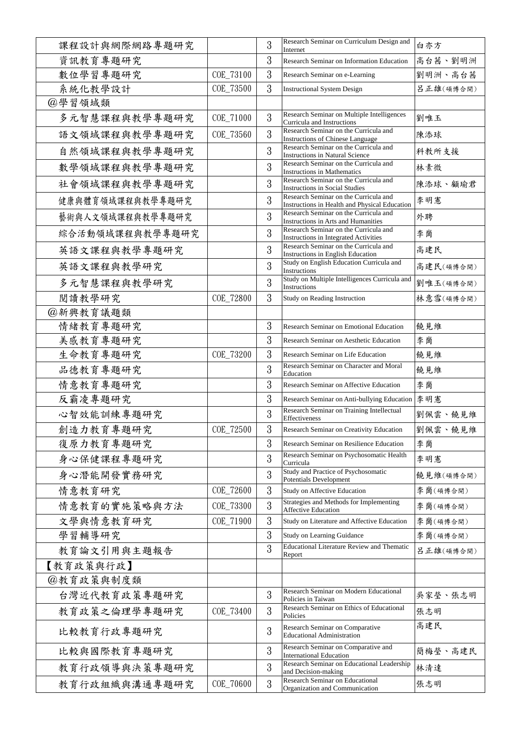| | | | | |
|---|---|---|---|---|
| 課程設計與網際網路專題研究 | | 3 | Research Seminar on Curriculum Design and Internet | 白亦方 |
| 資訊教育專題研究 | | 3 | Research Seminar on Information Education | 高台茜、劉明洲 |
| 數位學習專題研究 | COE_73100 | 3 | Research Seminar on e-Learning | 劉明洲、高台茜 |
| 系統化教學設計 | COE_73500 | 3 | Instructional System Design | 呂正雄(碩博合開) |
| @學習領域類 | | | | |
| 多元智慧課程與教學專題研究 | COE_71000 | 3 | Research Seminar on Multiple Intelligences Curricula and Instructions | 劉唯玉 |
| 語文領域課程與教學專題研究 | COE_73560 | 3 | Research Seminar on the Curricula and Instructions of Chinese Language | 陳添球 |
| 自然領域課程與教學專題研究 | | 3 | Research Seminar on the Curricula and Instructions in Natural Science | 科教所支援 |
| 數學領域課程與教學專題研究 | | 3 | Research Seminar on the Curricula and Instructions in Mathematics | 林素微 |
| 社會領域課程與教學專題研究 | | 3 | Research Seminar on the Curricula and Instructions in Social Studies | 陳添球、顧瑜君 |
| 健康與體育領域課程與教學專題研究 | | 3 | Research Seminar on the Curricula and Instructions in Health and Physical Education | 李明憲 |
| 藝術與人文領域課程與教學專題研究 | | 3 | Research Seminar on the Curricula and Instructions in Arts and Humanities | 外聘 |
| 綜合活動領域課程與教學專題研究 | | 3 | Research Seminar on the Curricula and Instructions in Integrated Activities | 李崗 |
| 英語文課程與教學專題研究 | | 3 | Research Seminar on the Curricula and Instructions in English Education | 高建民 |
| 英語文課程與教學研究 | | 3 | Study on English Education Curricula and Instructions | 高建民(碩博合開) |
| 多元智慧課程與教學研究 | | 3 | Study on Multiple Intelligences Curricula and Instructions | 劉唯玉(碩博合開) |
| 閱讀教學研究 | COE_72800 | 3 | Study on Reading Instruction | 林意雪(碩博合開) |
| @新興教育議題類 | | | | |
| 情緒教育專題研究 | | 3 | Research Seminar on Emotional Education | 饒見維 |
| 美感教育專題研究 | | 3 | Research Seminar on Aesthetic Education | 李崗 |
| 生命教育專題研究 | COE_73200 | 3 | Research Seminar on Life Education | 饒見維 |
| 品德教育專題研究 | | 3 | Research Seminar on Character and Moral Education | 饒見維 |
| 情意教育專題研究 | | 3 | Research Seminar on Affective Education | 李崗 |
| 反霸凌專題研究 | | 3 | Research Seminar on Anti-bullying Education | 李明憲 |
| 心智效能訓練專題研究 | | 3 | Research Seminar on Training Intellectual Effectiveness | 劉佩雲、饒見維 |
| 創造力教育專題研究 | COE_72500 | 3 | Research Seminar on Creativity Education | 劉佩雲、饒見維 |
| 復原力教育專題研究 | | 3 | Research Seminar on Resilience Education | 李崗 |
| 身心保健課程專題研究 | | 3 | Research Seminar on Psychosomatic Health Curricula | 李明憲 |
| 身心潛能開發實務研究 | | 3 | Study and Practice of Psychosomatic Potentials Development | 饒見維(碩博合開) |
| 情意教育研究 | COE_72600 | 3 | Study on Affective Education | 李崗(碩博合開) |
| 情意教育的實施策略與方法 | COE_73300 | 3 | Strategies and Methods for Implementing Affective Education | 李崗(碩博合開) |
| 文學與情意教育研究 | COE_71900 | 3 | Study on Literature and Affective Education | 李崗(碩博合開) |
| 學習輔導研究 | | 3 | Study on Learning Guidance | 李崗(碩博合開) |
| 教育論文引用與主題報告 | | 3 | Educational Literature Review and Thematic Report | 呂正雄(碩博合開) |
| 【教育政策與行政】 | | | | |
| @教育政策與制度類 | | | | |
| 台灣近代教育政策專題研究 | | 3 | Research Seminar on Modern Educational Policies in Taiwan | 吳家瑩、張志明 |
| 教育政策之倫理學專題研究 | COE_73400 | 3 | Research Seminar on Ethics of Educational Policies | 張志明 |
| 比較教育行政專題研究 | | 3 | Research Seminar on Comparative Educational Administration | 高建民 |
| 比較與國際教育專題研究 | | 3 | Research Seminar on Comparative and International Education | 簡梅瑩、高建民 |
| 教育行政領導與決策專題研究 | | 3 | Research Seminar on Educational Leadership and Decision-making | 林清達 |
| 教育行政組織與溝通專題研究 | COE_70600 | 3 | Research Seminar on Educational Organization and Communication | 張志明 |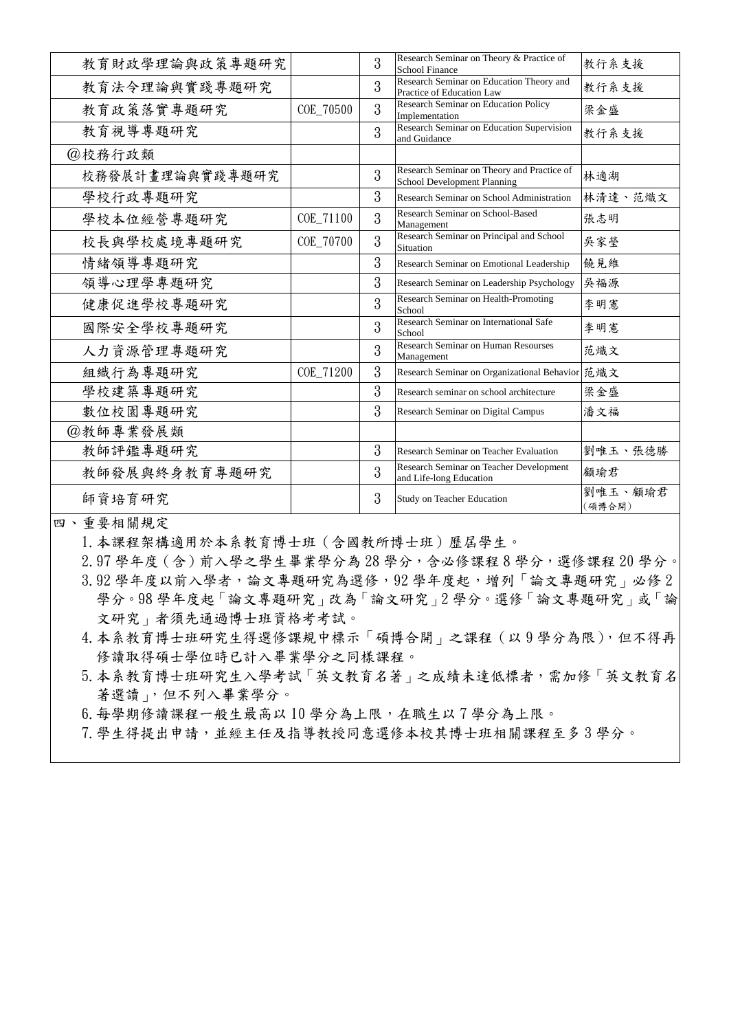| | | | | |
|---|---|---|---|---|
| 教育財政學理論與政策專題研究 | | 3 | Research Seminar on Theory & Practice of School Finance | 教行系支援 |
| 教育法令理論與實踐專題研究 | | 3 | Research Seminar on Education Theory and Practice of Education Law | 教行系支援 |
| 教育政策落實專題研究 | COE_70500 | 3 | Research Seminar on Education Policy Implementation | 梁金盛 |
| 教育視導專題研究 | | 3 | Research Seminar on Education Supervision and Guidance | 教行系支援 |
| @校務行政類 | | | | |
| 校務發展計畫理論與實踐專題研究 | | 3 | Research Seminar on Theory and Practice of School Development Planning | 林適湖 |
| 學校行政專題研究 | | 3 | Research Seminar on School Administration | 林清達、范熾文 |
| 學校本位經營專題研究 | COE_71100 | 3 | Research Seminar on School-Based Management | 張志明 |
| 校長與學校處境專題研究 | COE_70700 | 3 | Research Seminar on Principal and School Situation | 吳家瑩 |
| 情緒領導專題研究 | | 3 | Research Seminar on Emotional Leadership | 饒見維 |
| 領導心理學專題研究 | | 3 | Research Seminar on Leadership Psychology | 吳福源 |
| 健康促進學校專題研究 | | 3 | Research Seminar on Health-Promoting School | 李明憲 |
| 國際安全學校專題研究 | | 3 | Research Seminar on International Safe School | 李明憲 |
| 人力資源管理專題研究 | | 3 | Research Seminar on Human Resourses Management | 范熾文 |
| 組織行為專題研究 | COE_71200 | 3 | Research Seminar on Organizational Behavior | 范熾文 |
| 學校建築專題研究 | | 3 | Research seminar on school architecture | 梁金盛 |
| 數位校園專題研究 | | 3 | Research Seminar on Digital Campus | 潘文福 |
| @教師專業發展類 | | | | |
| 教師評鑑專題研究 | | 3 | Research Seminar on Teacher Evaluation | 劉唯玉、張德勝 |
| 教師發展與終身教育專題研究 | | 3 | Research Seminar on Teacher Development and Life-long Education | 顧瑜君 |
| 師資培育研究 | | 3 | Study on Teacher Education | 劉唯玉、顧瑜君(碩博合開) |

四、重要相關規定

1. 本課程架構適用於本系教育博士班(含國教所博士班)歷屆學生。
2. 97 學年度(含)前入學之學生畢業學分為 28 學分,含必修課程 8 學分,選修課程 20 學分。
3. 92 學年度以前入學者,論文專題研究為選修,92 學年度起,增列「論文專題研究」必修 2 學分。98 學年度起「論文專題研究」改為「論文研究」2 學分。選修「論文專題研究」或「論文研究」者須先通過博士班資格考考試。
4. 本系教育博士班研究生得選修課規中標示「碩博合開」之課程(以 9 學分為限),但不得再修讀取得碩士學位時已計入畢業學分之同樣課程。
5. 本系教育博士班研究生入學考試「英文教育名著」之成績未達低標者,需加修「英文教育名著選讀」,但不列入畢業學分。
6. 每學期修讀課程一般生最高以 10 學分為上限,在職生以 7 學分為上限。
7. 學生得提出申請,並經主任及指導教授同意選修本校其博士班相關課程至多 3 學分。